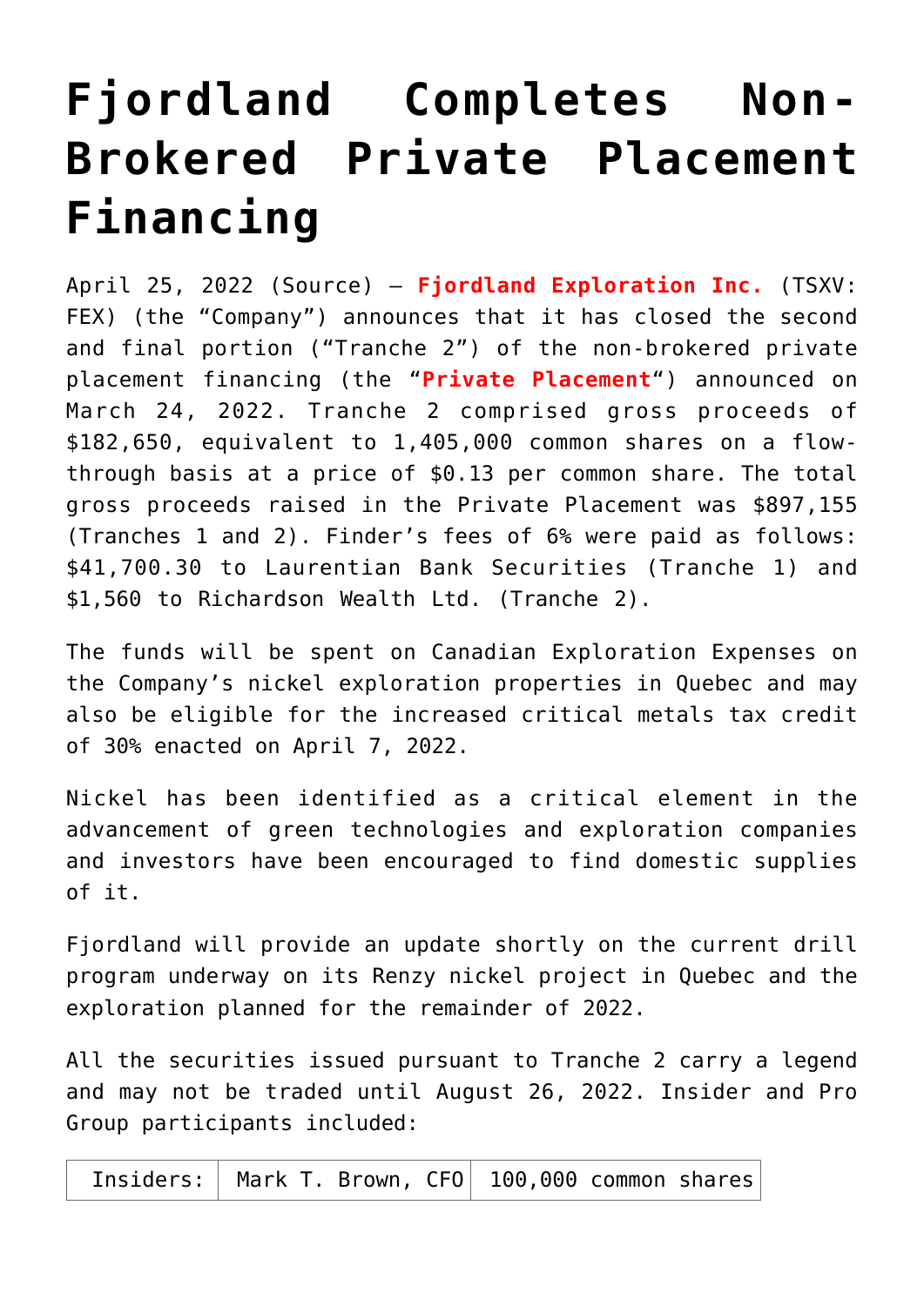# Fjordland Completes Non-Brokered Private Placement Financing

April 25, 2022 (Source) — **Fjordland Exploration Inc.** (TSXV: FEX) (the "Company") announces that it has closed the second and final portion ("Tranche 2") of the non-brokered private placement financing (the "**Private Placement**") announced on March 24, 2022. Tranche 2 comprised gross proceeds of $182,650, equivalent to 1,405,000 common shares on a flow-through basis at a price of $0.13 per common share. The total gross proceeds raised in the Private Placement was $897,155 (Tranches 1 and 2). Finder's fees of 6% were paid as follows: $41,700.30 to Laurentian Bank Securities (Tranche 1) and $1,560 to Richardson Wealth Ltd. (Tranche 2).

The funds will be spent on Canadian Exploration Expenses on the Company's nickel exploration properties in Quebec and may also be eligible for the increased critical metals tax credit of 30% enacted on April 7, 2022.

Nickel has been identified as a critical element in the advancement of green technologies and exploration companies and investors have been encouraged to find domestic supplies of it.

Fjordland will provide an update shortly on the current drill program underway on its Renzy nickel project in Quebec and the exploration planned for the remainder of 2022.

All the securities issued pursuant to Tranche 2 carry a legend and may not be traded until August 26, 2022. Insider and Pro Group participants included:

| Insiders: | Mark T. Brown, CFO | 100,000 common shares |
|---|---|---|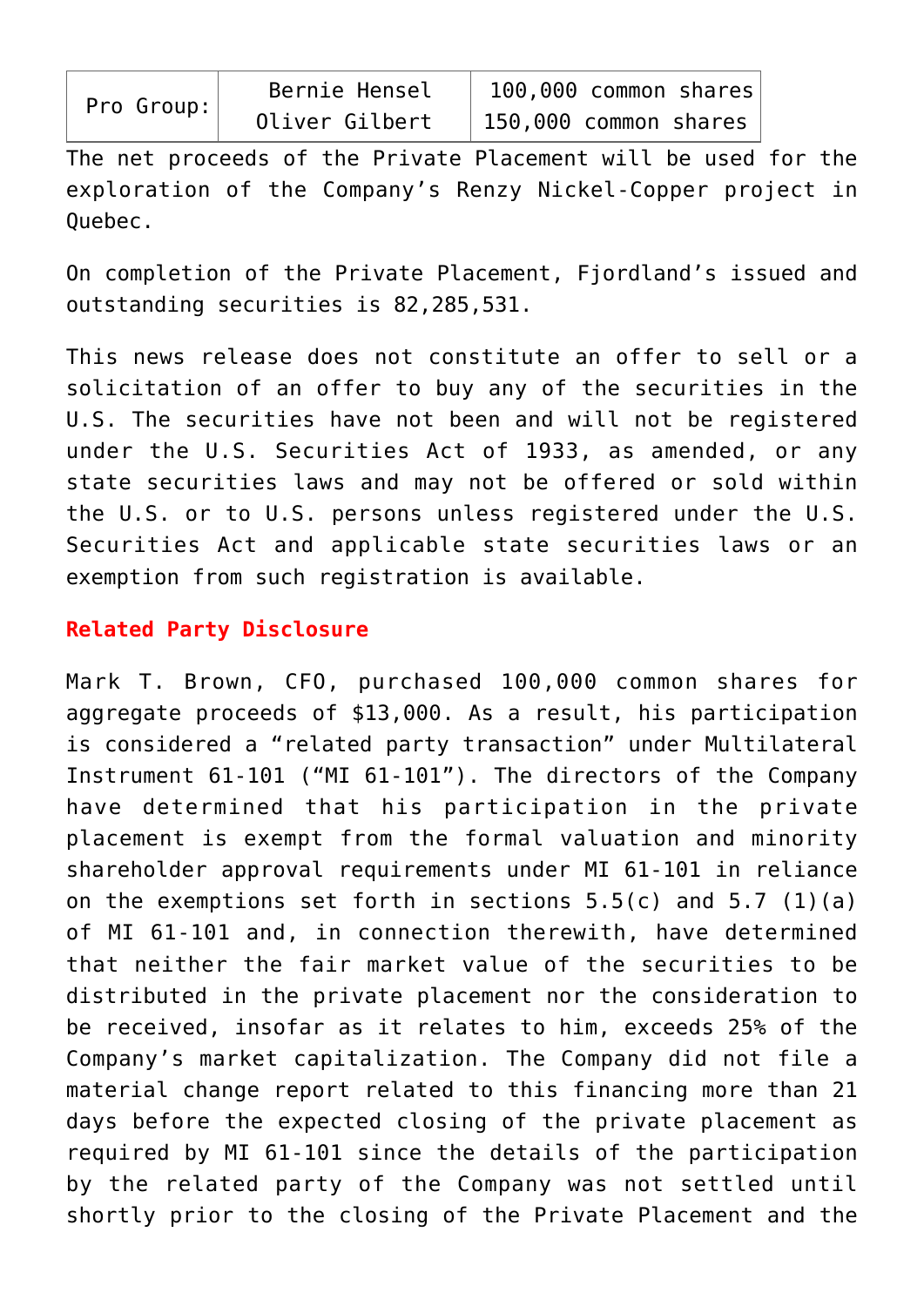| Pro Group: | Bernie Hensel | 100,000 common shares |
|---|---|---|
| | Oliver Gilbert | 150,000 common shares |

The net proceeds of the Private Placement will be used for the exploration of the Company's Renzy Nickel-Copper project in Quebec.

On completion of the Private Placement, Fjordland's issued and outstanding securities is 82,285,531.

This news release does not constitute an offer to sell or a solicitation of an offer to buy any of the securities in the U.S. The securities have not been and will not be registered under the U.S. Securities Act of 1933, as amended, or any state securities laws and may not be offered or sold within the U.S. or to U.S. persons unless registered under the U.S. Securities Act and applicable state securities laws or an exemption from such registration is available.

**Related Party Disclosure**

Mark T. Brown, CFO, purchased 100,000 common shares for aggregate proceeds of $13,000. As a result, his participation is considered a "related party transaction" under Multilateral Instrument 61-101 ("MI 61-101"). The directors of the Company have determined that his participation in the private placement is exempt from the formal valuation and minority shareholder approval requirements under MI 61-101 in reliance on the exemptions set forth in sections 5.5(c) and 5.7 (1)(a) of MI 61-101 and, in connection therewith, have determined that neither the fair market value of the securities to be distributed in the private placement nor the consideration to be received, insofar as it relates to him, exceeds 25% of the Company's market capitalization. The Company did not file a material change report related to this financing more than 21 days before the expected closing of the private placement as required by MI 61-101 since the details of the participation by the related party of the Company was not settled until shortly prior to the closing of the Private Placement and the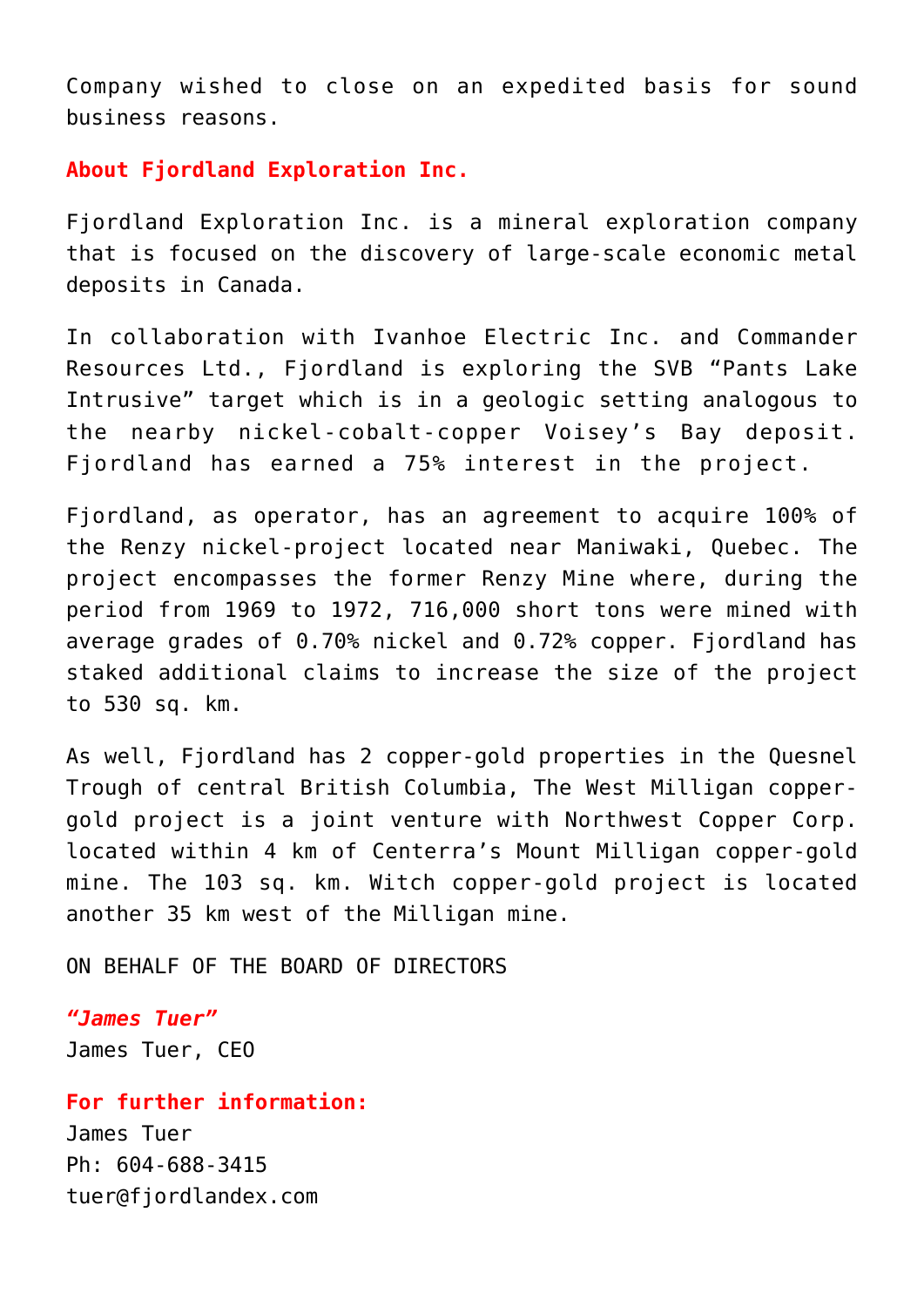Company wished to close on an expedited basis for sound business reasons.

## About Fjordland Exploration Inc.

Fjordland Exploration Inc. is a mineral exploration company that is focused on the discovery of large-scale economic metal deposits in Canada.

In collaboration with Ivanhoe Electric Inc. and Commander Resources Ltd., Fjordland is exploring the SVB "Pants Lake Intrusive" target which is in a geologic setting analogous to the nearby nickel-cobalt-copper Voisey's Bay deposit. Fjordland has earned a 75% interest in the project.

Fjordland, as operator, has an agreement to acquire 100% of the Renzy nickel-project located near Maniwaki, Quebec. The project encompasses the former Renzy Mine where, during the period from 1969 to 1972, 716,000 short tons were mined with average grades of 0.70% nickel and 0.72% copper. Fjordland has staked additional claims to increase the size of the project to 530 sq. km.

As well, Fjordland has 2 copper-gold properties in the Quesnel Trough of central British Columbia, The West Milligan copper-gold project is a joint venture with Northwest Copper Corp. located within 4 km of Centerra's Mount Milligan copper-gold mine. The 103 sq. km. Witch copper-gold project is located another 35 km west of the Milligan mine.

ON BEHALF OF THE BOARD OF DIRECTORS

***"James Tuer"***
James Tuer, CEO

**For further information:**
James Tuer
Ph: 604-688-3415
tuer@fjordlandex.com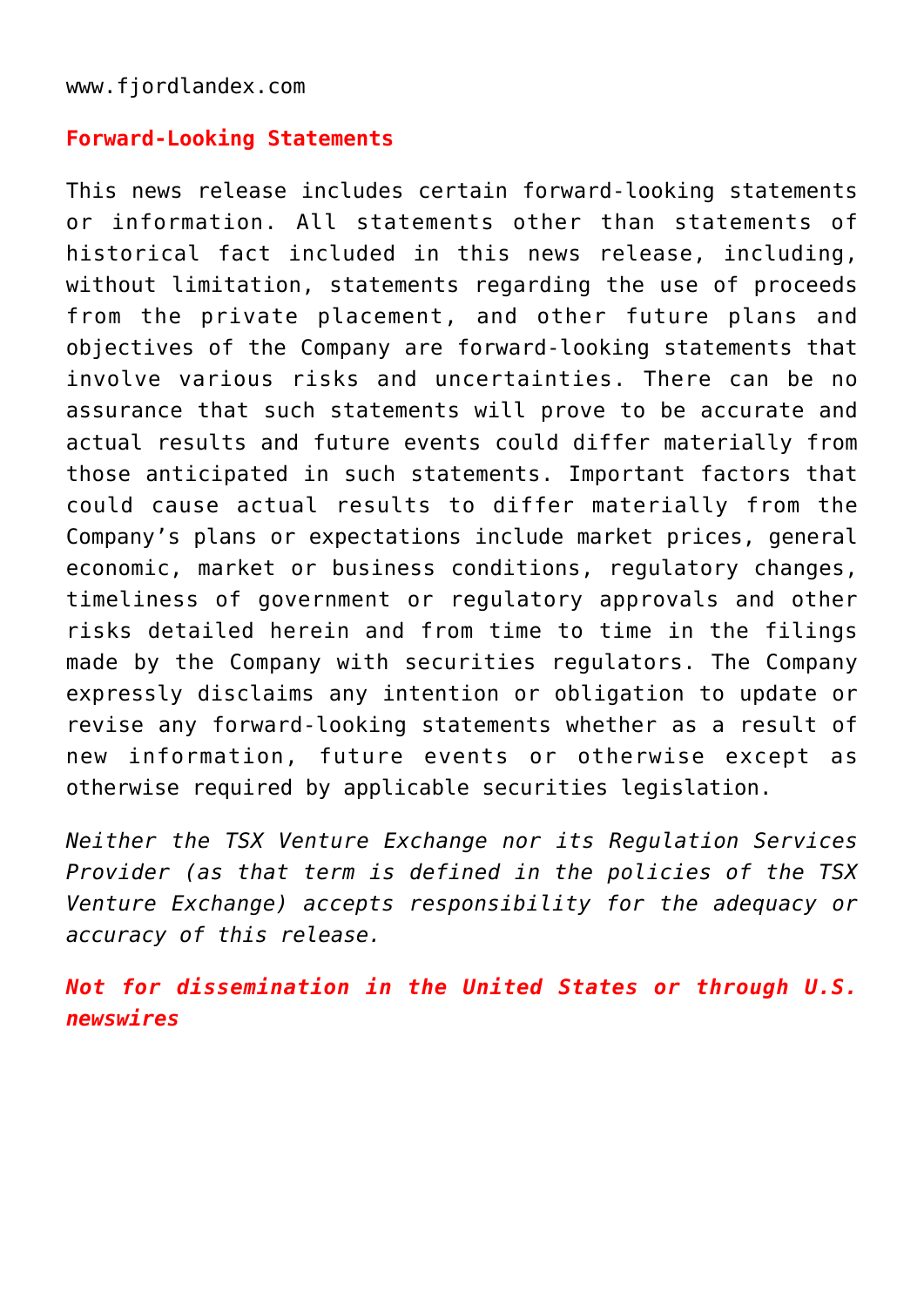www.fjordlandex.com

## Forward-Looking Statements

This news release includes certain forward-looking statements or information. All statements other than statements of historical fact included in this news release, including, without limitation, statements regarding the use of proceeds from the private placement, and other future plans and objectives of the Company are forward-looking statements that involve various risks and uncertainties. There can be no assurance that such statements will prove to be accurate and actual results and future events could differ materially from those anticipated in such statements. Important factors that could cause actual results to differ materially from the Company's plans or expectations include market prices, general economic, market or business conditions, regulatory changes, timeliness of government or regulatory approvals and other risks detailed herein and from time to time in the filings made by the Company with securities regulators. The Company expressly disclaims any intention or obligation to update or revise any forward-looking statements whether as a result of new information, future events or otherwise except as otherwise required by applicable securities legislation.

*Neither the TSX Venture Exchange nor its Regulation Services Provider (as that term is defined in the policies of the TSX Venture Exchange) accepts responsibility for the adequacy or accuracy of this release.*

***Not for dissemination in the United States or through U.S. newswires***